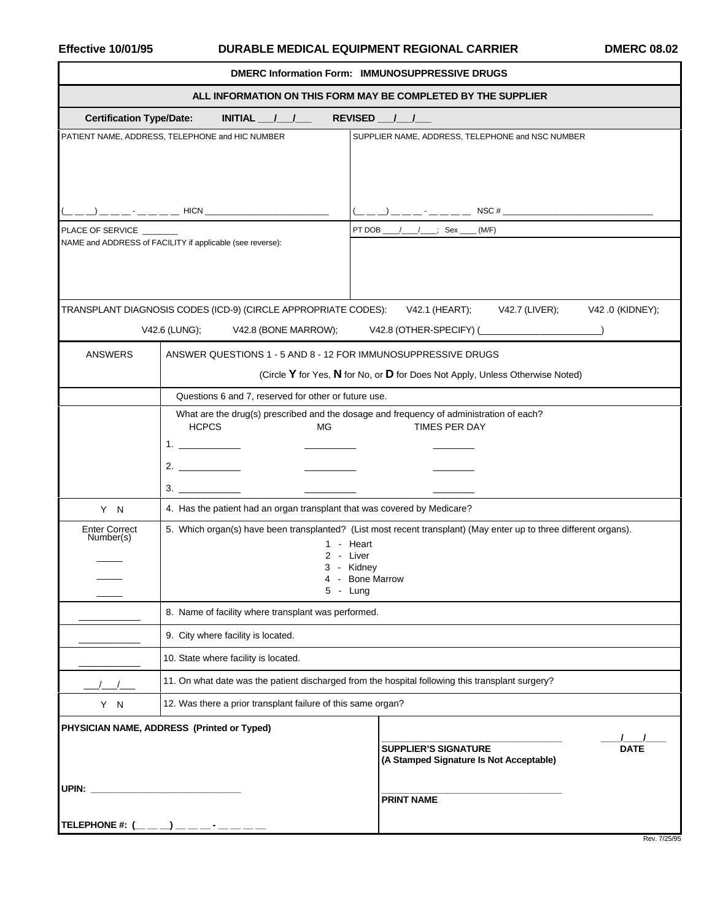**Effective 10/01/95** **DURABLE MEDICAL EQUIPMENT REGIONAL CARRIER** **DMERC 08.02**

## DMERC Information Form: IMMUNOSUPPRESSIVE DRUGS

**ALL INFORMATION ON THIS FORM MAY BE COMPLETED BY THE SUPPLIER**

**Certification Type/Date:** **INITIAL ___/___/___** **REVISED ___/___/___**

| PATIENT NAME, ADDRESS, TELEPHONE and HIC NUMBER | SUPPLIER NAME, ADDRESS, TELEPHONE and NSC NUMBER |
|---|---|
| (__ __ __) __ __ __ - __ __ __ __ HICN ______________________ | (__ __ __) __ __ __ - __ __ __ __ NSC # ______________________ |
| PLACE OF SERVICE _______ NAME and ADDRESS of FACILITY if applicable (see reverse): | PT DOB ___/___/___; Sex ___ (M/F) |

TRANSPLANT DIAGNOSIS CODES (ICD-9) (CIRCLE APPROPRIATE CODES): V42.1 (HEART); V42.7 (LIVER); V42 .0 (KIDNEY); V42.6 (LUNG); V42.8 (BONE MARROW); V42.8 (OTHER-SPECIFY) (______________________)

| ANSWERS | ANSWER QUESTIONS 1 - 5 AND 8 - 12 FOR IMMUNOSUPPRESSIVE DRUGS (Circle **Y** for Yes, **N** for No, or **D** for Does Not Apply, Unless Otherwise Noted) |
|---|---|
| | Questions 6 and 7, reserved for other or future use. |
| | What are the drug(s) prescribed and the dosage and frequency of administration of each?<br>HCPCS / MG / TIMES PER DAY<br>1. ________ ________ ________<br>2. ________ ________ ________<br>3. ________ ________ ________ |
| Y N | 4. Has the patient had an organ transplant that was covered by Medicare? |
| Enter Correct Number(s)<br>____<br>____<br>____ | 5. Which organ(s) have been transplanted? (List most recent transplant) (May enter up to three different organs).<br>1 - Heart<br>2 - Liver<br>3 - Kidney<br>4 - Bone Marrow<br>5 - Lung |
| __________ | 8. Name of facility where transplant was performed. |
| __________ | 9. City where facility is located. |
| __________ | 10. State where facility is located. |
| ___/___/___ | 11. On what date was the patient discharged from the hospital following this transplant surgery? |
| Y N | 12. Was there a prior transplant failure of this same organ? |

| **PHYSICIAN NAME, ADDRESS (Printed or Typed)** | ______________________ ___/___/___<br>**SUPPLIER'S SIGNATURE** **DATE**<br>**(A Stamped Signature Is Not Acceptable)** |
|---|---|
| **UPIN:** ______________________ | ______________________<br>**PRINT NAME** |
| **TELEPHONE #: (__ __ __) __ __ __ - __ __ __ __** | |

Rev. 7/25/95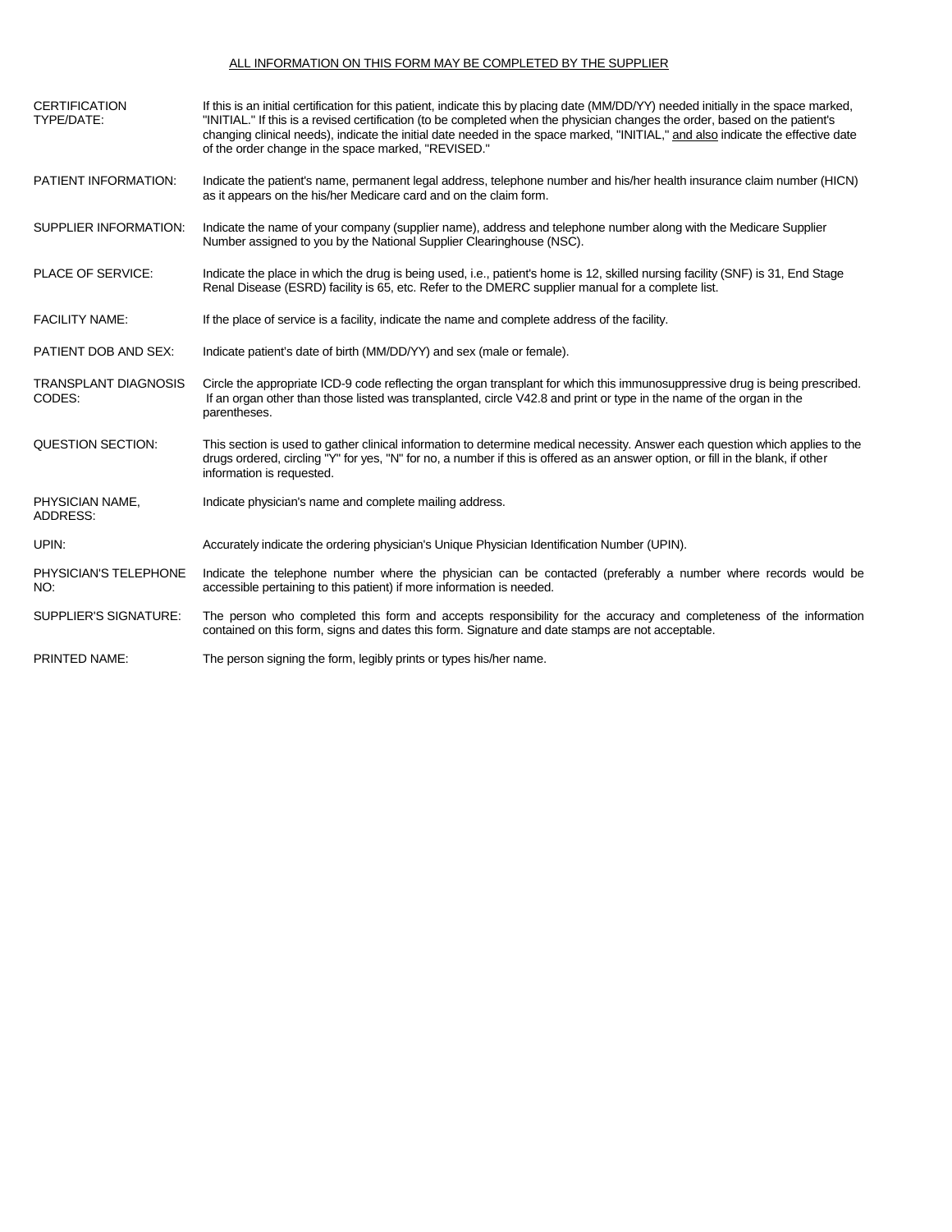ALL INFORMATION ON THIS FORM MAY BE COMPLETED BY THE SUPPLIER

| | |
|---|---|
| CERTIFICATION TYPE/DATE: | If this is an initial certification for this patient, indicate this by placing date (MM/DD/YY) needed initially in the space marked, "INITIAL." If this is a revised certification (to be completed when the physician changes the order, based on the patient's changing clinical needs), indicate the initial date needed in the space marked, "INITIAL," and also indicate the effective date of the order change in the space marked, "REVISED." |
| PATIENT INFORMATION: | Indicate the patient's name, permanent legal address, telephone number and his/her health insurance claim number (HICN) as it appears on the his/her Medicare card and on the claim form. |
| SUPPLIER INFORMATION: | Indicate the name of your company (supplier name), address and telephone number along with the Medicare Supplier Number assigned to you by the National Supplier Clearinghouse (NSC). |
| PLACE OF SERVICE: | Indicate the place in which the drug is being used, i.e., patient's home is 12, skilled nursing facility (SNF) is 31, End Stage Renal Disease (ESRD) facility is 65, etc. Refer to the DMERC supplier manual for a complete list. |
| FACILITY NAME: | If the place of service is a facility, indicate the name and complete address of the facility. |
| PATIENT DOB AND SEX: | Indicate patient's date of birth (MM/DD/YY) and sex (male or female). |
| TRANSPLANT DIAGNOSIS CODES: | Circle the appropriate ICD-9 code reflecting the organ transplant for which this immunosuppressive drug is being prescribed. If an organ other than those listed was transplanted, circle V42.8 and print or type in the name of the organ in the parentheses. |
| QUESTION SECTION: | This section is used to gather clinical information to determine medical necessity. Answer each question which applies to the drugs ordered, circling "Y" for yes, "N" for no, a number if this is offered as an answer option, or fill in the blank, if other information is requested. |
| PHYSICIAN NAME, ADDRESS: | Indicate physician's name and complete mailing address. |
| UPIN: | Accurately indicate the ordering physician's Unique Physician Identification Number (UPIN). |
| PHYSICIAN'S TELEPHONE NO: | Indicate the telephone number where the physician can be contacted (preferably a number where records would be accessible pertaining to this patient) if more information is needed. |
| SUPPLIER'S SIGNATURE: | The person who completed this form and accepts responsibility for the accuracy and completeness of the information contained on this form, signs and dates this form. Signature and date stamps are not acceptable. |
| PRINTED NAME: | The person signing the form, legibly prints or types his/her name. |